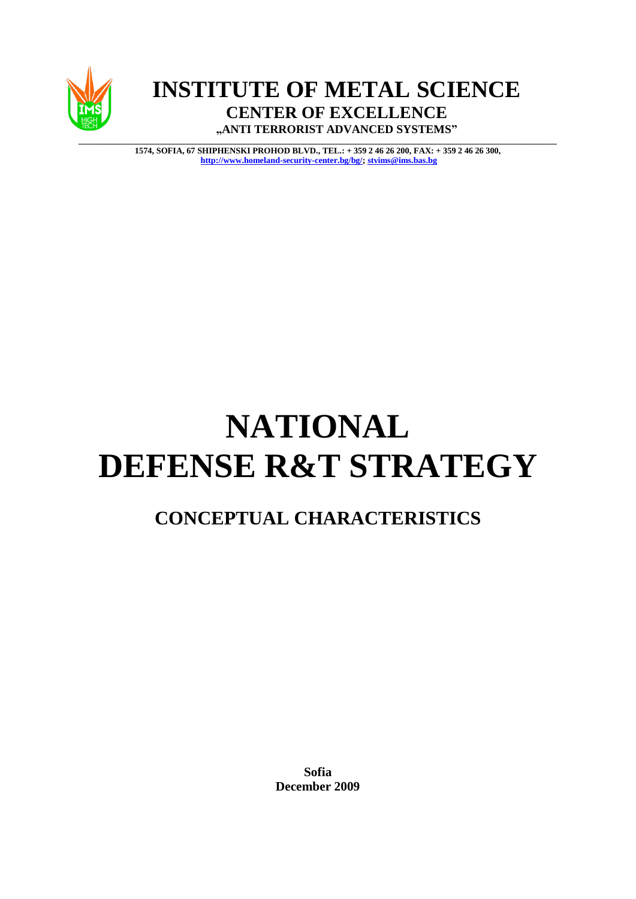# INSTITUTE OF METAL SCIENCE

## CENTER OF EXCELLENCE

**„ANTI TERRORIST ADVANCED SYSTEMS"**

**1574, SOFIA, 67 SHIPHENSKI PROHOD BLVD., TEL.: + 359 2 46 26 200, FAX: + 359 2 46 26 300,**
**http://www.homeland-security-center.bg/bg/; stvims@ims.bas.bg**

# NATIONAL DEFENSE R&T STRATEGY

## CONCEPTUAL CHARACTERISTICS

**Sofia**
**December 2009**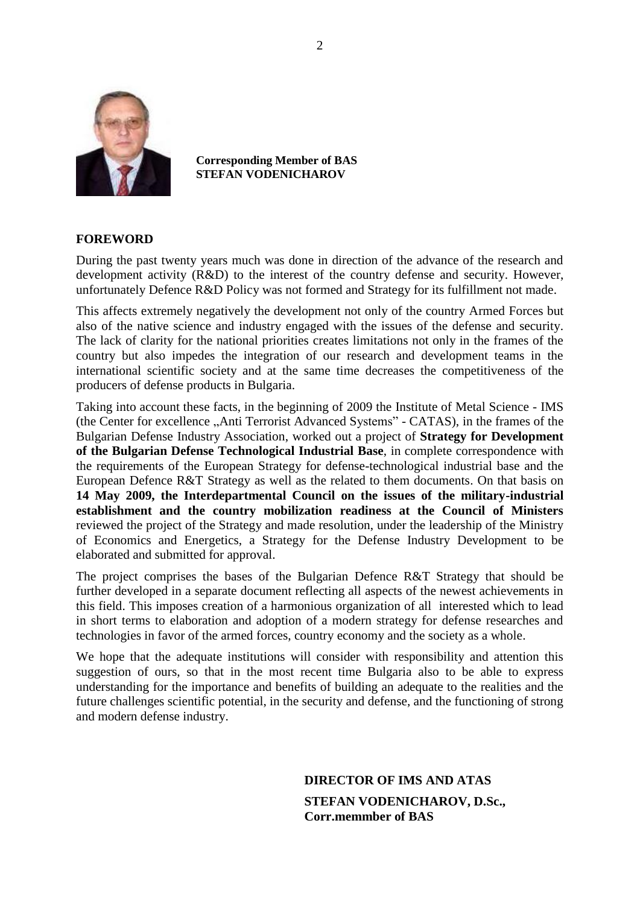**Corresponding Member of BAS**
**STEFAN VODENICHAROV**

## FOREWORD

During the past twenty years much was done in direction of the advance of the research and development activity (R&D) to the interest of the country defense and security. However, unfortunately Defence R&D Policy was not formed and Strategy for its fulfillment not made.

This affects extremely negatively the development not only of the country Armed Forces but also of the native science and industry engaged with the issues of the defense and security. The lack of clarity for the national priorities creates limitations not only in the frames of the country but also impedes the integration of our research and development teams in the international scientific society and at the same time decreases the competitiveness of the producers of defense products in Bulgaria.

Taking into account these facts, in the beginning of 2009 the Institute of Metal Science - IMS (the Center for excellence „Anti Terrorist Advanced Systems" - CATAS), in the frames of the Bulgarian Defense Industry Association, worked out a project of **Strategy for Development of the Bulgarian Defense Technological Industrial Base**, in complete correspondence with the requirements of the European Strategy for defense-technological industrial base and the European Defence R&T Strategy as well as the related to them documents. On that basis on **14 May 2009, the Interdepartmental Council on the issues of the military-industrial establishment and the country mobilization readiness at the Council of Ministers** reviewed the project of the Strategy and made resolution, under the leadership of the Ministry of Economics and Energetics, a Strategy for the Defense Industry Development to be elaborated and submitted for approval.

The project comprises the bases of the Bulgarian Defence R&T Strategy that should be further developed in a separate document reflecting all aspects of the newest achievements in this field. This imposes creation of a harmonious organization of all interested which to lead in short terms to elaboration and adoption of a modern strategy for defense researches and technologies in favor of the armed forces, country economy and the society as a whole.

We hope that the adequate institutions will consider with responsibility and attention this suggestion of ours, so that in the most recent time Bulgaria also to be able to express understanding for the importance and benefits of building an adequate to the realities and the future challenges scientific potential, in the security and defense, and the functioning of strong and modern defense industry.

**DIRECTOR OF IMS AND ATAS**

**STEFAN VODENICHAROV, D.Sc.,**
**Corr.memmber of BAS**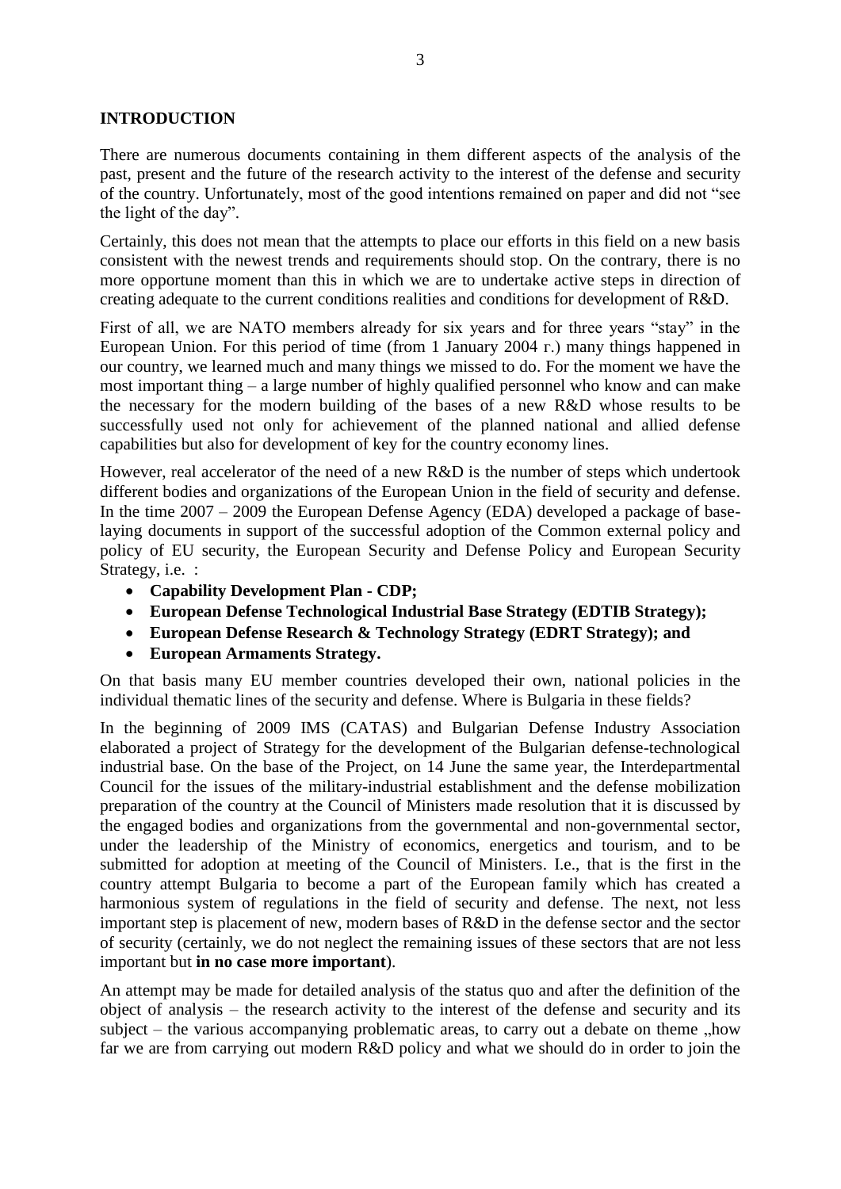## INTRODUCTION

There are numerous documents containing in them different aspects of the analysis of the past, present and the future of the research activity to the interest of the defense and security of the country. Unfortunately, most of the good intentions remained on paper and did not "see the light of the day".

Certainly, this does not mean that the attempts to place our efforts in this field on a new basis consistent with the newest trends and requirements should stop. On the contrary, there is no more opportune moment than this in which we are to undertake active steps in direction of creating adequate to the current conditions realities and conditions for development of R&D.

First of all, we are NATO members already for six years and for three years "stay" in the European Union. For this period of time (from 1 January 2004 г.) many things happened in our country, we learned much and many things we missed to do. For the moment we have the most important thing – a large number of highly qualified personnel who know and can make the necessary for the modern building of the bases of a new R&D whose results to be successfully used not only for achievement of the planned national and allied defense capabilities but also for development of key for the country economy lines.

However, real accelerator of the need of a new R&D is the number of steps which undertook different bodies and organizations of the European Union in the field of security and defense. In the time 2007 – 2009 the European Defense Agency (EDA) developed a package of base-laying documents in support of the successful adoption of the Common external policy and policy of EU security, the European Security and Defense Policy and European Security Strategy, i.e. :

- **Capability Development Plan - CDP;**
- **European Defense Technological Industrial Base Strategy (EDTIB Strategy);**
- **European Defense Research & Technology Strategy (EDRT Strategy); and**
- **European Armaments Strategy.**

On that basis many EU member countries developed their own, national policies in the individual thematic lines of the security and defense. Where is Bulgaria in these fields?

In the beginning of 2009 IMS (CATAS) and Bulgarian Defense Industry Association elaborated a project of Strategy for the development of the Bulgarian defense-technological industrial base. On the base of the Project, on 14 June the same year, the Interdepartmental Council for the issues of the military-industrial establishment and the defense mobilization preparation of the country at the Council of Ministers made resolution that it is discussed by the engaged bodies and organizations from the governmental and non-governmental sector, under the leadership of the Ministry of economics, energetics and tourism, and to be submitted for adoption at meeting of the Council of Ministers. I.e., that is the first in the country attempt Bulgaria to become a part of the European family which has created a harmonious system of regulations in the field of security and defense. The next, not less important step is placement of new, modern bases of R&D in the defense sector and the sector of security (certainly, we do not neglect the remaining issues of these sectors that are not less important but **in no case more important**).

An attempt may be made for detailed analysis of the status quo and after the definition of the object of analysis – the research activity to the interest of the defense and security and its subject – the various accompanying problematic areas, to carry out a debate on theme „how far we are from carrying out modern R&D policy and what we should do in order to join the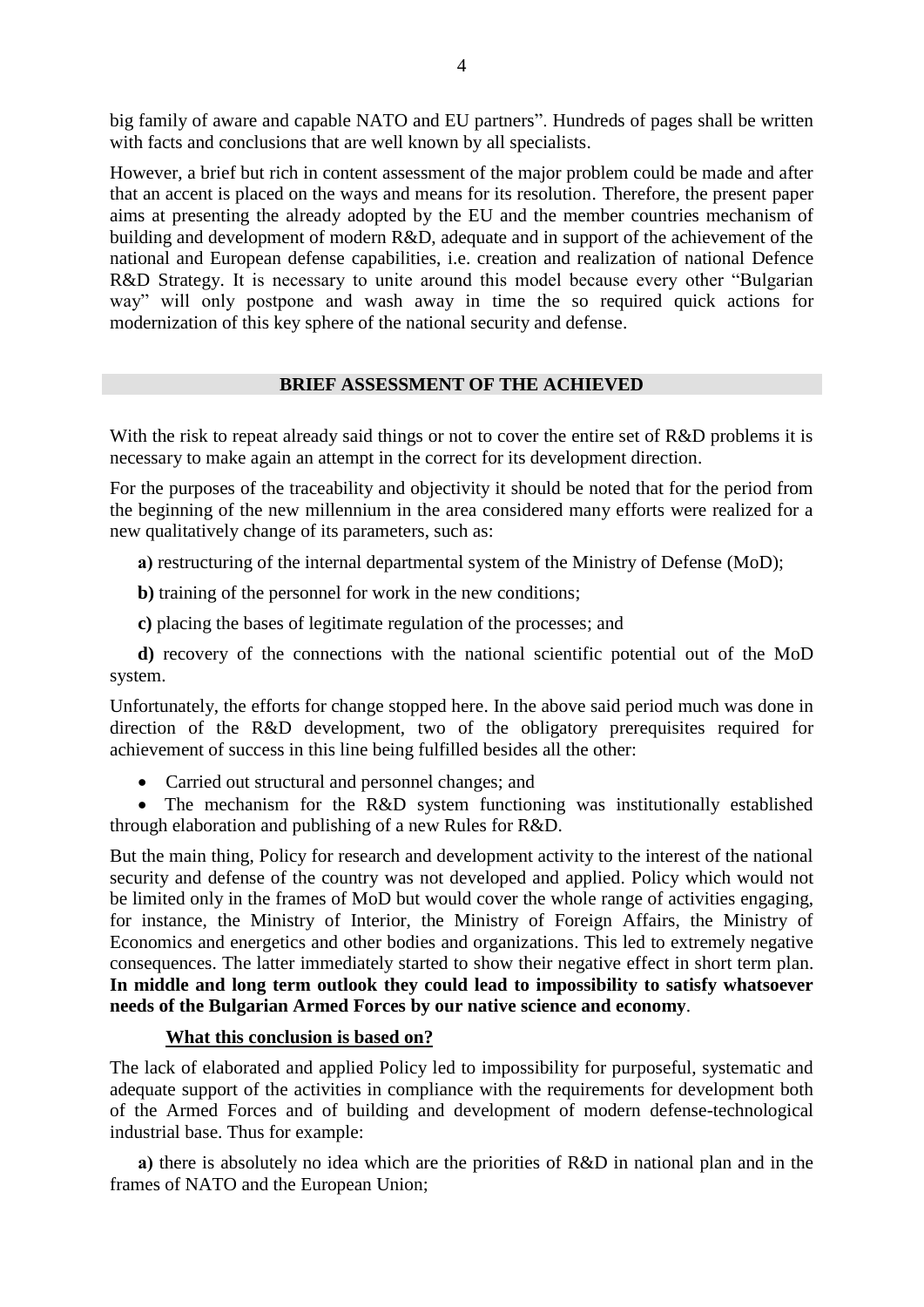big family of aware and capable NATO and EU partners". Hundreds of pages shall be written with facts and conclusions that are well known by all specialists.

However, a brief but rich in content assessment of the major problem could be made and after that an accent is placed on the ways and means for its resolution. Therefore, the present paper aims at presenting the already adopted by the EU and the member countries mechanism of building and development of modern R&D, adequate and in support of the achievement of the national and European defense capabilities, i.e. creation and realization of national Defence R&D Strategy. It is necessary to unite around this model because every other "Bulgarian way" will only postpone and wash away in time the so required quick actions for modernization of this key sphere of the national security and defense.

## BRIEF ASSESSMENT OF THE ACHIEVED

With the risk to repeat already said things or not to cover the entire set of R&D problems it is necessary to make again an attempt in the correct for its development direction.

For the purposes of the traceability and objectivity it should be noted that for the period from the beginning of the new millennium in the area considered many efforts were realized for a new qualitatively change of its parameters, such as:

**a)** restructuring of the internal departmental system of the Ministry of Defense (MoD);

**b)** training of the personnel for work in the new conditions;

**c)** placing the bases of legitimate regulation of the processes; and

**d)** recovery of the connections with the national scientific potential out of the MoD system.

Unfortunately, the efforts for change stopped here. In the above said period much was done in direction of the R&D development, two of the obligatory prerequisites required for achievement of success in this line being fulfilled besides all the other:

- Carried out structural and personnel changes; and
- The mechanism for the R&D system functioning was institutionally established through elaboration and publishing of a new Rules for R&D.

But the main thing, Policy for research and development activity to the interest of the national security and defense of the country was not developed and applied. Policy which would not be limited only in the frames of MoD but would cover the whole range of activities engaging, for instance, the Ministry of Interior, the Ministry of Foreign Affairs, the Ministry of Economics and energetics and other bodies and organizations. This led to extremely negative consequences. The latter immediately started to show their negative effect in short term plan. **In middle and long term outlook they could lead to impossibility to satisfy whatsoever needs of the Bulgarian Armed Forces by our native science and economy**.

**What this conclusion is based on?**

The lack of elaborated and applied Policy led to impossibility for purposeful, systematic and adequate support of the activities in compliance with the requirements for development both of the Armed Forces and of building and development of modern defense-technological industrial base. Thus for example:

**a)** there is absolutely no idea which are the priorities of R&D in national plan and in the frames of NATO and the European Union;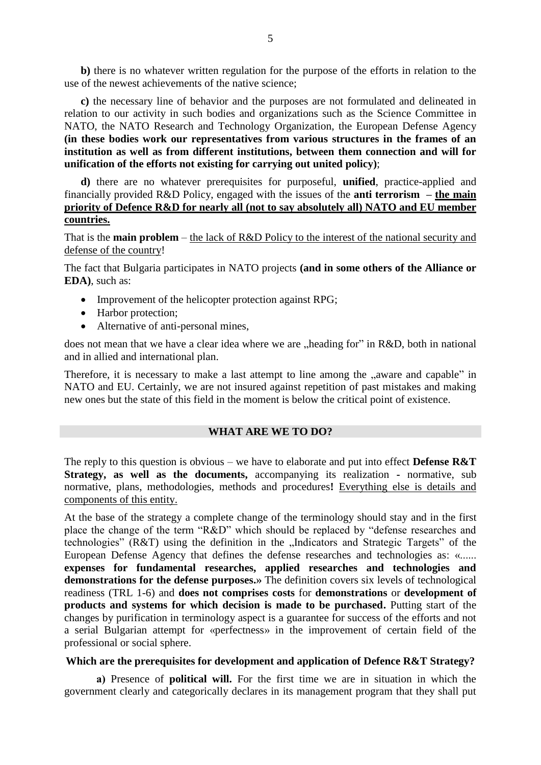**b)** there is no whatever written regulation for the purpose of the efforts in relation to the use of the newest achievements of the native science;

**c)** the necessary line of behavior and the purposes are not formulated and delineated in relation to our activity in such bodies and organizations such as the Science Committee in NATO, the NATO Research and Technology Organization, the European Defense Agency **(in these bodies work our representatives from various structures in the frames of an institution as well as from different institutions, between them connection and will for unification of the efforts not existing for carrying out united policy)**;

**d)** there are no whatever prerequisites for purposeful, **unified**, practice-applied and financially provided R&D Policy, engaged with the issues of the **anti terrorism – <u>the main priority of Defence R&D for nearly all (not to say absolutely all) NATO and EU member countries.</u>**

That is the **main problem** – <u>the lack of R&D Policy to the interest of the national security and defense of the country</u>!

The fact that Bulgaria participates in NATO projects **(and in some others of the Alliance or EDA)**, such as:

- Improvement of the helicopter protection against RPG;
- Harbor protection;
- Alternative of anti-personal mines,

does not mean that we have a clear idea where we are „heading for" in R&D, both in national and in allied and international plan.

Therefore, it is necessary to make a last attempt to line among the „aware and capable" in NATO and EU. Certainly, we are not insured against repetition of past mistakes and making new ones but the state of this field in the moment is below the critical point of existence.

## WHAT ARE WE TO DO?

The reply to this question is obvious – we have to elaborate and put into effect **Defense R&T Strategy, as well as the documents,** accompanying its realization - normative, sub normative, plans, methodologies, methods and procedures**!** <u>Everything else is details and components of this entity.</u>

At the base of the strategy a complete change of the terminology should stay and in the first place the change of the term "R&D" which should be replaced by "defense researches and technologies" (R&T) using the definition in the „Indicators and Strategic Targets" of the European Defense Agency that defines the defense researches and technologies as: «...... **expenses for fundamental researches, applied researches and technologies and demonstrations for the defense purposes.»** The definition covers six levels of technological readiness (TRL 1-6) and **does not comprises costs** for **demonstrations** or **development of products and systems for which decision is made to be purchased.** Putting start of the changes by purification in terminology aspect is a guarantee for success of the efforts and not a serial Bulgarian attempt for «perfectness» in the improvement of certain field of the professional or social sphere.

**Which are the prerequisites for development and application of Defence R&T Strategy?**

**a)** Presence of **political will.** For the first time we are in situation in which the government clearly and categorically declares in its management program that they shall put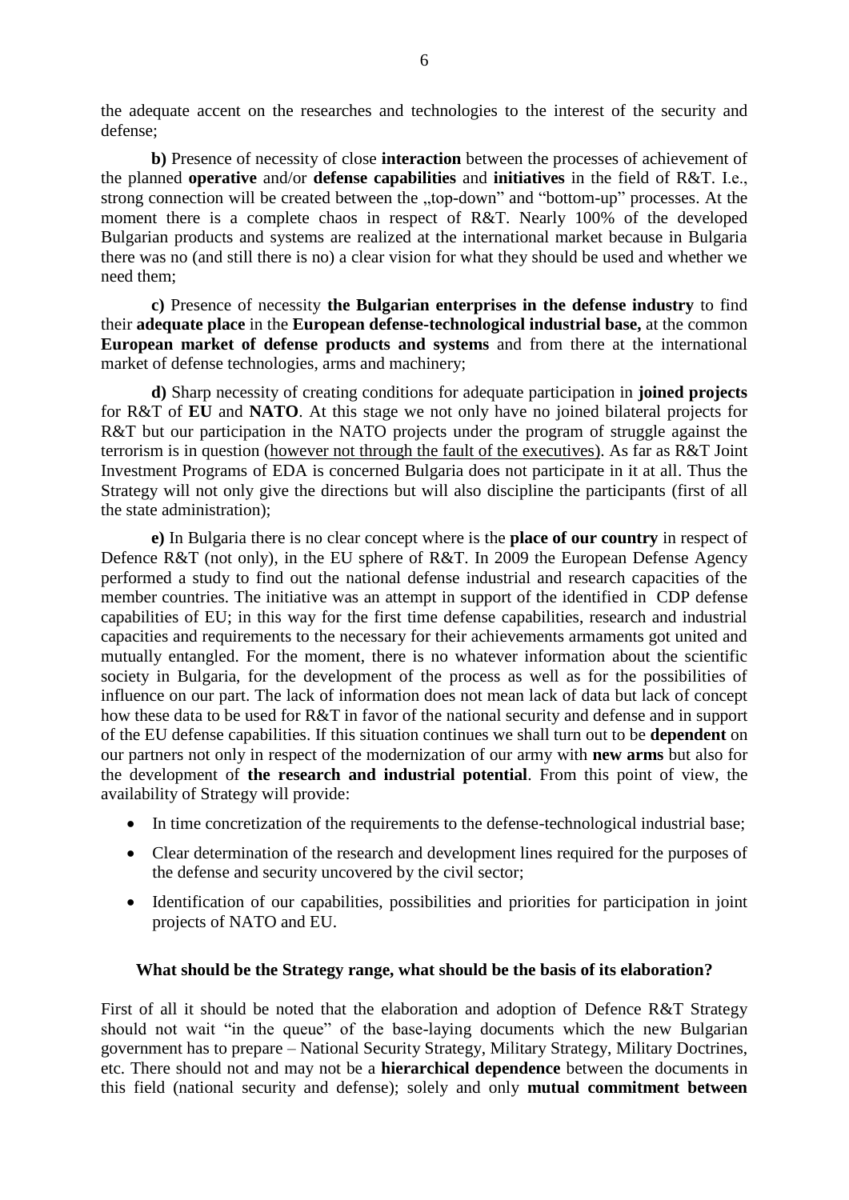the adequate accent on the researches and technologies to the interest of the security and defense;

**b)** Presence of necessity of close **interaction** between the processes of achievement of the planned **operative** and/or **defense capabilities** and **initiatives** in the field of R&T. I.e., strong connection will be created between the „top-down" and "bottom-up" processes. At the moment there is a complete chaos in respect of R&T. Nearly 100% of the developed Bulgarian products and systems are realized at the international market because in Bulgaria there was no (and still there is no) a clear vision for what they should be used and whether we need them;

**c)** Presence of necessity **the Bulgarian enterprises in the defense industry** to find their **adequate place** in the **European defense-technological industrial base,** at the common **European market of defense products and systems** and from there at the international market of defense technologies, arms and machinery;

**d)** Sharp necessity of creating conditions for adequate participation in **joined projects** for R&T of **EU** and **NATO**. At this stage we not only have no joined bilateral projects for R&T but our participation in the NATO projects under the program of struggle against the terrorism is in question (<u>however not through the fault of the executives</u>). As far as R&T Joint Investment Programs of EDA is concerned Bulgaria does not participate in it at all. Thus the Strategy will not only give the directions but will also discipline the participants (first of all the state administration);

**e)** In Bulgaria there is no clear concept where is the **place of our country** in respect of Defence R&T (not only), in the EU sphere of R&T. In 2009 the European Defense Agency performed a study to find out the national defense industrial and research capacities of the member countries. The initiative was an attempt in support of the identified in CDP defense capabilities of EU; in this way for the first time defense capabilities, research and industrial capacities and requirements to the necessary for their achievements armaments got united and mutually entangled. For the moment, there is no whatever information about the scientific society in Bulgaria, for the development of the process as well as for the possibilities of influence on our part. The lack of information does not mean lack of data but lack of concept how these data to be used for R&T in favor of the national security and defense and in support of the EU defense capabilities. If this situation continues we shall turn out to be **dependent** on our partners not only in respect of the modernization of our army with **new arms** but also for the development of **the research and industrial potential**. From this point of view, the availability of Strategy will provide:

- In time concretization of the requirements to the defense-technological industrial base;
- Clear determination of the research and development lines required for the purposes of the defense and security uncovered by the civil sector;
- Identification of our capabilities, possibilities and priorities for participation in joint projects of NATO and EU.

**What should be the Strategy range, what should be the basis of its elaboration?**

First of all it should be noted that the elaboration and adoption of Defence R&T Strategy should not wait "in the queue" of the base-laying documents which the new Bulgarian government has to prepare – National Security Strategy, Military Strategy, Military Doctrines, etc. There should not and may not be a **hierarchical dependence** between the documents in this field (national security and defense); solely and only **mutual commitment between**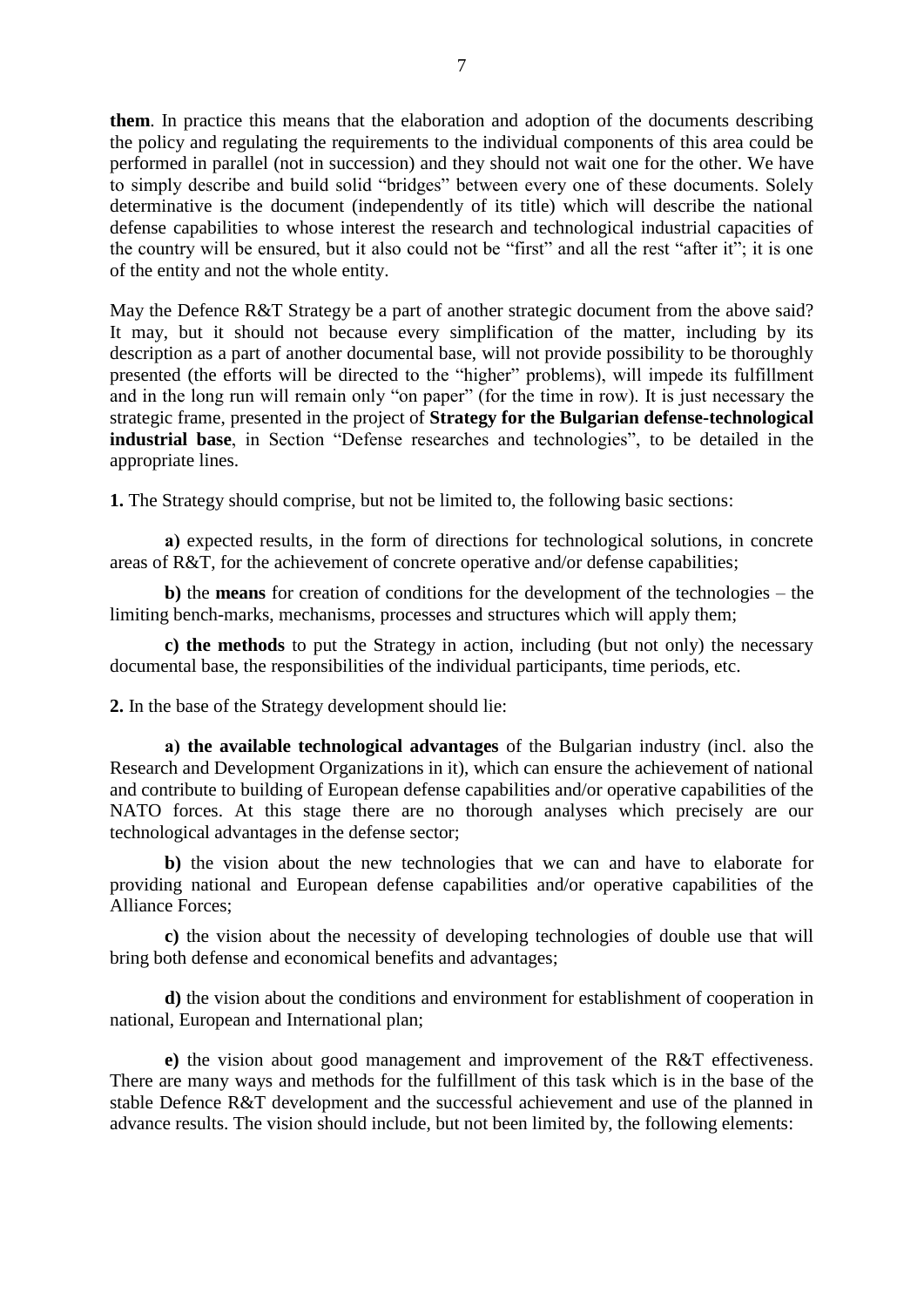**them**. In practice this means that the elaboration and adoption of the documents describing the policy and regulating the requirements to the individual components of this area could be performed in parallel (not in succession) and they should not wait one for the other. We have to simply describe and build solid "bridges" between every one of these documents. Solely determinative is the document (independently of its title) which will describe the national defense capabilities to whose interest the research and technological industrial capacities of the country will be ensured, but it also could not be "first" and all the rest "after it"; it is one of the entity and not the whole entity.

May the Defence R&T Strategy be a part of another strategic document from the above said? It may, but it should not because every simplification of the matter, including by its description as a part of another documental base, will not provide possibility to be thoroughly presented (the efforts will be directed to the "higher" problems), will impede its fulfillment and in the long run will remain only "on paper" (for the time in row). It is just necessary the strategic frame, presented in the project of **Strategy for the Bulgarian defense-technological industrial base**, in Section "Defense researches and technologies", to be detailed in the appropriate lines.

**1.** The Strategy should comprise, but not be limited to, the following basic sections:

**a)** expected results, in the form of directions for technological solutions, in concrete areas of R&T, for the achievement of concrete operative and/or defense capabilities;

**b)** the **means** for creation of conditions for the development of the technologies – the limiting bench-marks, mechanisms, processes and structures which will apply them;

**c) the methods** to put the Strategy in action, including (but not only) the necessary documental base, the responsibilities of the individual participants, time periods, etc.

**2.** In the base of the Strategy development should lie:

**a) the available technological advantages** of the Bulgarian industry (incl. also the Research and Development Organizations in it), which can ensure the achievement of national and contribute to building of European defense capabilities and/or operative capabilities of the NATO forces. At this stage there are no thorough analyses which precisely are our technological advantages in the defense sector;

**b)** the vision about the new technologies that we can and have to elaborate for providing national and European defense capabilities and/or operative capabilities of the Alliance Forces;

**c)** the vision about the necessity of developing technologies of double use that will bring both defense and economical benefits and advantages;

**d)** the vision about the conditions and environment for establishment of cooperation in national, European and International plan;

**e)** the vision about good management and improvement of the R&T effectiveness. There are many ways and methods for the fulfillment of this task which is in the base of the stable Defence R&T development and the successful achievement and use of the planned in advance results. The vision should include, but not been limited by, the following elements: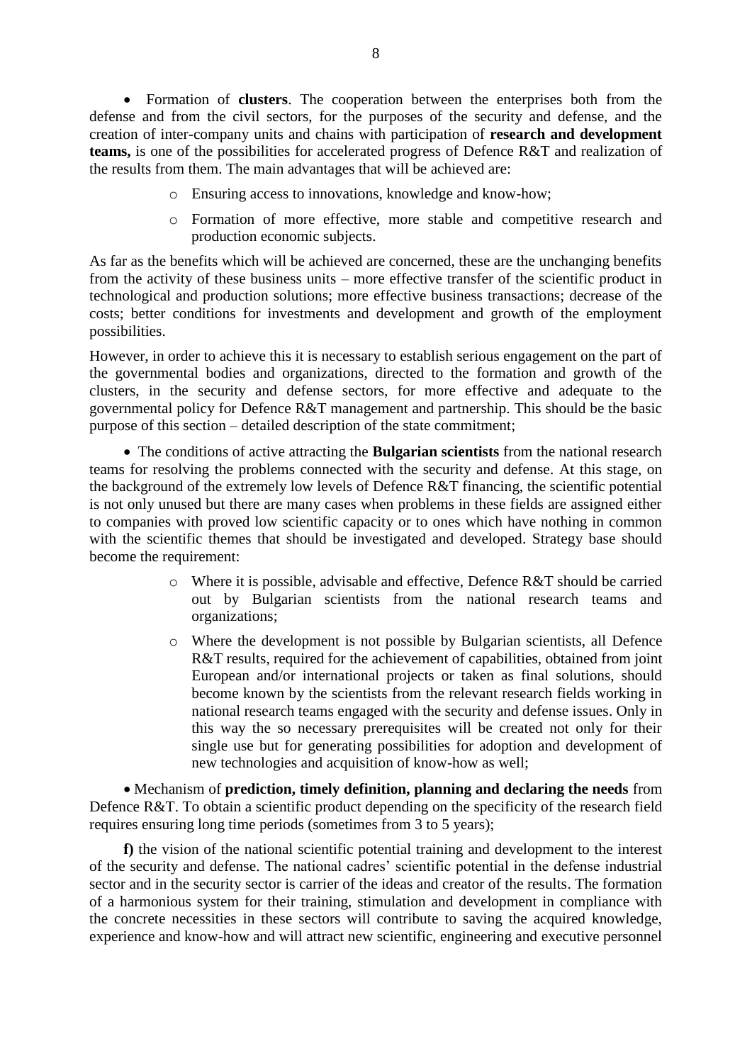- Formation of **clusters**. The cooperation between the enterprises both from the defense and from the civil sectors, for the purposes of the security and defense, and the creation of inter-company units and chains with participation of **research and development teams,** is one of the possibilities for accelerated progress of Defence R&T and realization of the results from them. The main advantages that will be achieved are:
  - Ensuring access to innovations, knowledge and know-how;
  - Formation of more effective, more stable and competitive research and production economic subjects.

As far as the benefits which will be achieved are concerned, these are the unchanging benefits from the activity of these business units – more effective transfer of the scientific product in technological and production solutions; more effective business transactions; decrease of the costs; better conditions for investments and development and growth of the employment possibilities.

However, in order to achieve this it is necessary to establish serious engagement on the part of the governmental bodies and organizations, directed to the formation and growth of the clusters, in the security and defense sectors, for more effective and adequate to the governmental policy for Defence R&T management and partnership. This should be the basic purpose of this section – detailed description of the state commitment;

- The conditions of active attracting the **Bulgarian scientists** from the national research teams for resolving the problems connected with the security and defense. At this stage, on the background of the extremely low levels of Defence R&T financing, the scientific potential is not only unused but there are many cases when problems in these fields are assigned either to companies with proved low scientific capacity or to ones which have nothing in common with the scientific themes that should be investigated and developed. Strategy base should become the requirement:
  - Where it is possible, advisable and effective, Defence R&T should be carried out by Bulgarian scientists from the national research teams and organizations;
  - Where the development is not possible by Bulgarian scientists, all Defence R&T results, required for the achievement of capabilities, obtained from joint European and/or international projects or taken as final solutions, should become known by the scientists from the relevant research fields working in national research teams engaged with the security and defense issues. Only in this way the so necessary prerequisites will be created not only for their single use but for generating possibilities for adoption and development of new technologies and acquisition of know-how as well;
- Mechanism of **prediction, timely definition, planning and declaring the needs** from Defence R&T. To obtain a scientific product depending on the specificity of the research field requires ensuring long time periods (sometimes from 3 to 5 years);

**f)** the vision of the national scientific potential training and development to the interest of the security and defense. The national cadres' scientific potential in the defense industrial sector and in the security sector is carrier of the ideas and creator of the results. The formation of a harmonious system for their training, stimulation and development in compliance with the concrete necessities in these sectors will contribute to saving the acquired knowledge, experience and know-how and will attract new scientific, engineering and executive personnel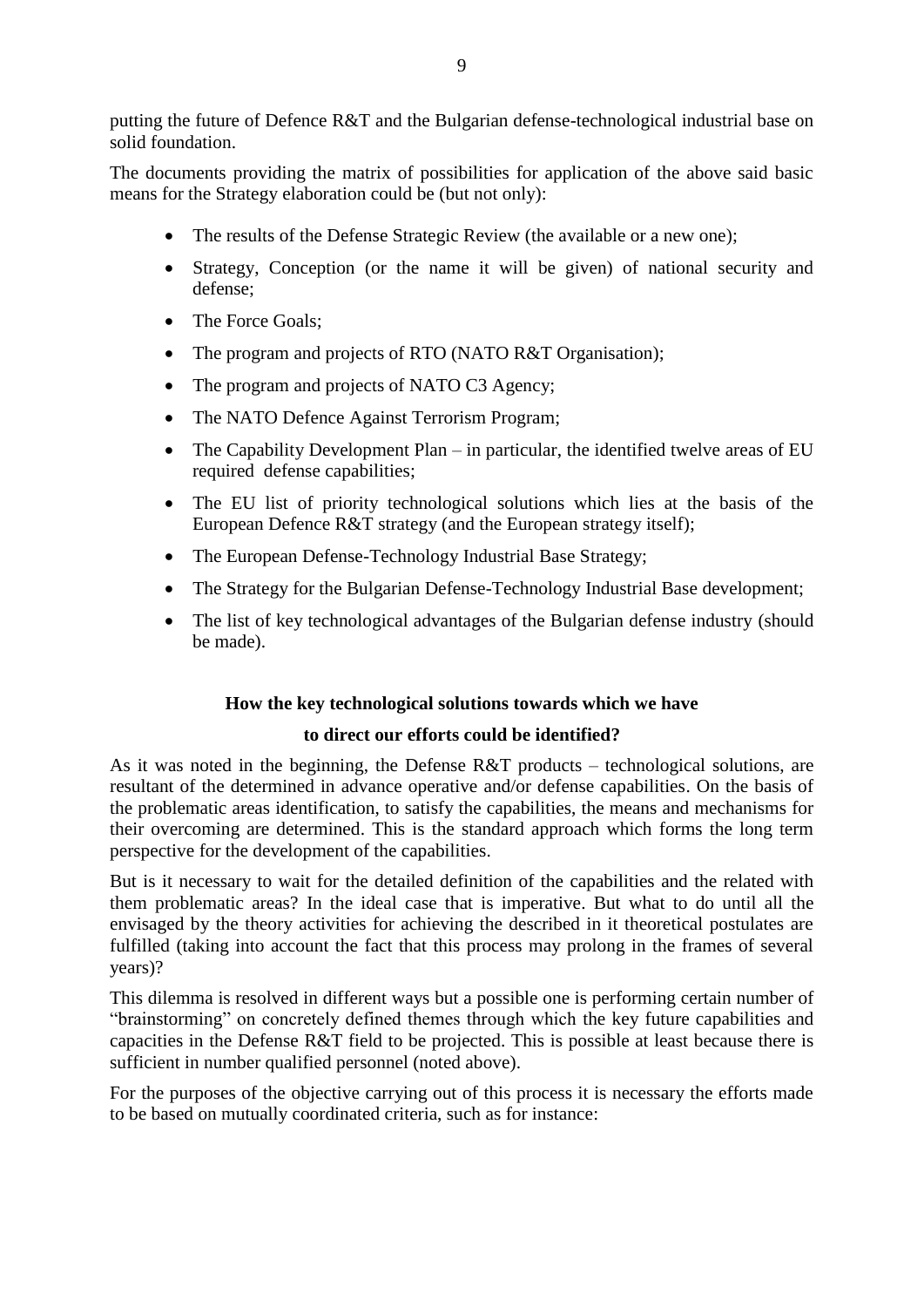putting the future of Defence R&T and the Bulgarian defense-technological industrial base on solid foundation.

The documents providing the matrix of possibilities for application of the above said basic means for the Strategy elaboration could be (but not only):

- The results of the Defense Strategic Review (the available or a new one);
- Strategy, Conception (or the name it will be given) of national security and defense;
- The Force Goals;
- The program and projects of RTO (NATO R&T Organisation);
- The program and projects of NATO C3 Agency;
- The NATO Defence Against Terrorism Program;
- The Capability Development Plan – in particular, the identified twelve areas of EU required defense capabilities;
- The EU list of priority technological solutions which lies at the basis of the European Defence R&T strategy (and the European strategy itself);
- The European Defense-Technology Industrial Base Strategy;
- The Strategy for the Bulgarian Defense-Technology Industrial Base development;
- The list of key technological advantages of the Bulgarian defense industry (should be made).

**How the key technological solutions towards which we have to direct our efforts could be identified?**

As it was noted in the beginning, the Defense R&T products – technological solutions, are resultant of the determined in advance operative and/or defense capabilities. On the basis of the problematic areas identification, to satisfy the capabilities, the means and mechanisms for their overcoming are determined. This is the standard approach which forms the long term perspective for the development of the capabilities.

But is it necessary to wait for the detailed definition of the capabilities and the related with them problematic areas? In the ideal case that is imperative. But what to do until all the envisaged by the theory activities for achieving the described in it theoretical postulates are fulfilled (taking into account the fact that this process may prolong in the frames of several years)?

This dilemma is resolved in different ways but a possible one is performing certain number of "brainstorming" on concretely defined themes through which the key future capabilities and capacities in the Defense R&T field to be projected. This is possible at least because there is sufficient in number qualified personnel (noted above).

For the purposes of the objective carrying out of this process it is necessary the efforts made to be based on mutually coordinated criteria, such as for instance: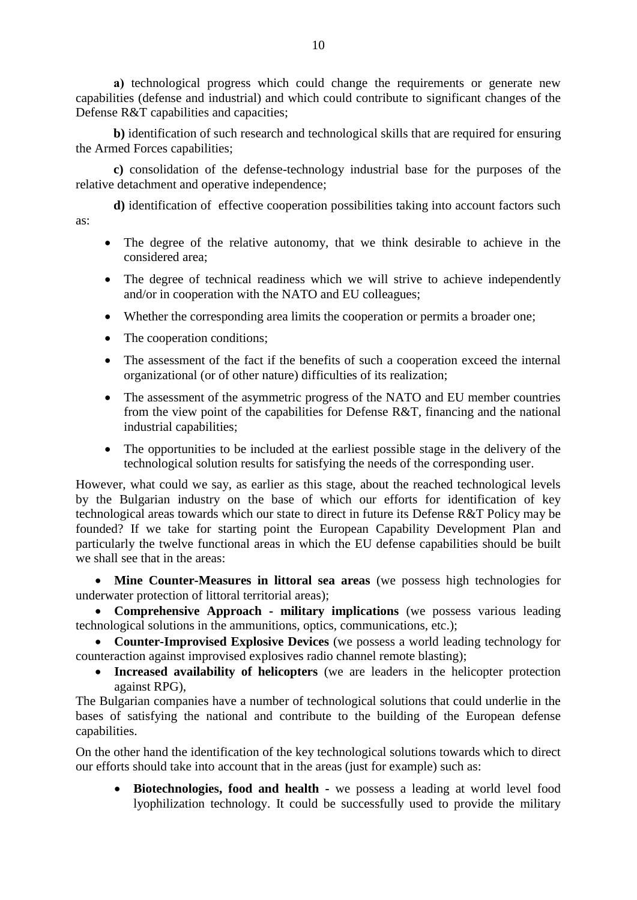**a)** technological progress which could change the requirements or generate new capabilities (defense and industrial) and which could contribute to significant changes of the Defense R&T capabilities and capacities;

**b)** identification of such research and technological skills that are required for ensuring the Armed Forces capabilities;

**c)** consolidation of the defense-technology industrial base for the purposes of the relative detachment and operative independence;

**d)** identification of effective cooperation possibilities taking into account factors such as:

- The degree of the relative autonomy, that we think desirable to achieve in the considered area;
- The degree of technical readiness which we will strive to achieve independently and/or in cooperation with the NATO and EU colleagues;
- Whether the corresponding area limits the cooperation or permits a broader one;
- The cooperation conditions;
- The assessment of the fact if the benefits of such a cooperation exceed the internal organizational (or of other nature) difficulties of its realization;
- The assessment of the asymmetric progress of the NATO and EU member countries from the view point of the capabilities for Defense R&T, financing and the national industrial capabilities;
- The opportunities to be included at the earliest possible stage in the delivery of the technological solution results for satisfying the needs of the corresponding user.

However, what could we say, as earlier as this stage, about the reached technological levels by the Bulgarian industry on the base of which our efforts for identification of key technological areas towards which our state to direct in future its Defense R&T Policy may be founded? If we take for starting point the European Capability Development Plan and particularly the twelve functional areas in which the EU defense capabilities should be built we shall see that in the areas:

- **Mine Counter-Measures in littoral sea areas** (we possess high technologies for underwater protection of littoral territorial areas);
- **Comprehensive Approach - military implications** (we possess various leading technological solutions in the ammunitions, optics, communications, etc.);
- **Counter-Improvised Explosive Devices** (we possess a world leading technology for counteraction against improvised explosives radio channel remote blasting);
- **Increased availability of helicopters** (we are leaders in the helicopter protection against RPG),

The Bulgarian companies have a number of technological solutions that could underlie in the bases of satisfying the national and contribute to the building of the European defense capabilities.

On the other hand the identification of the key technological solutions towards which to direct our efforts should take into account that in the areas (just for example) such as:

- **Biotechnologies, food and health** - we possess a leading at world level food lyophilization technology. It could be successfully used to provide the military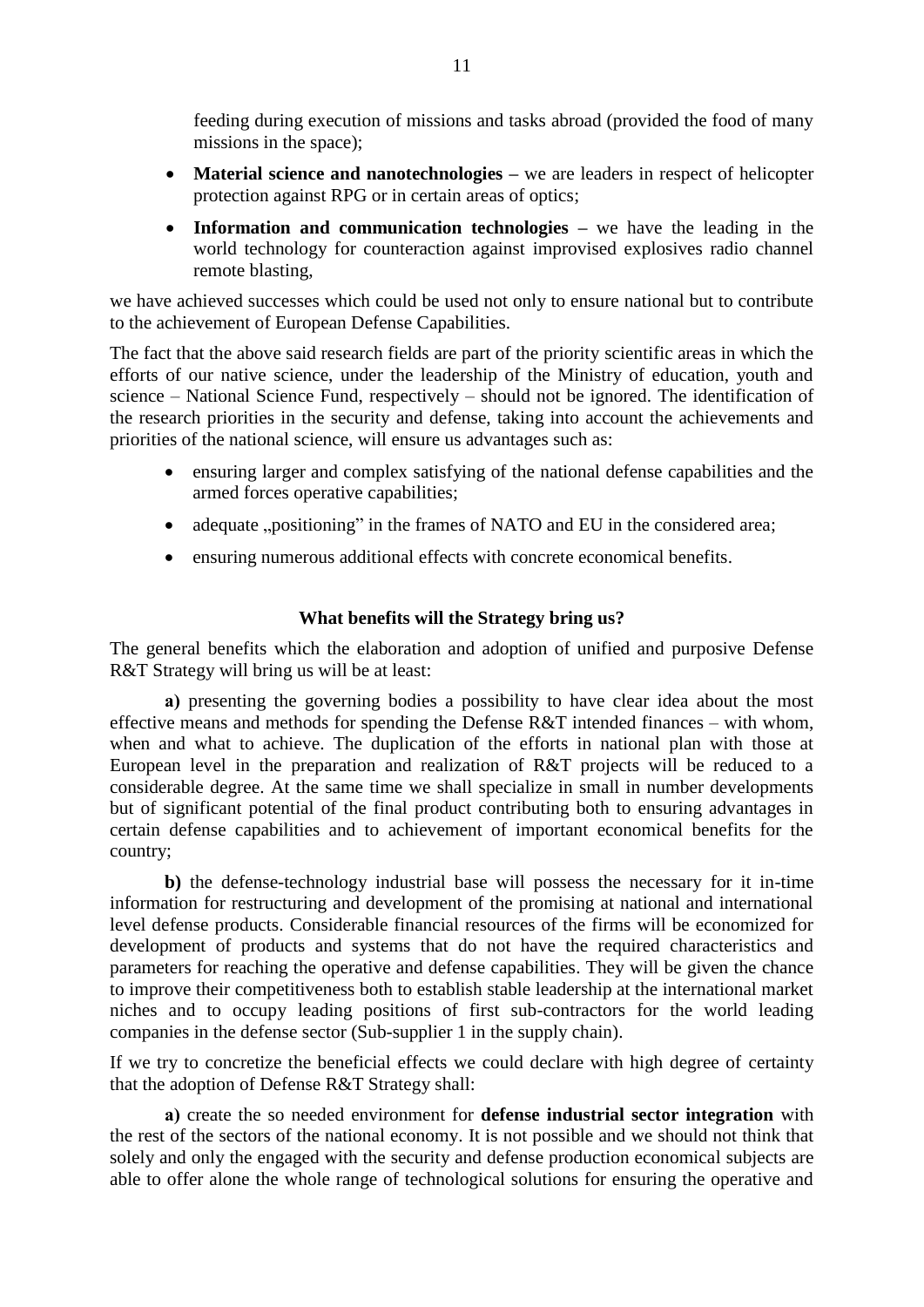feeding during execution of missions and tasks abroad (provided the food of many missions in the space);

- **Material science and nanotechnologies –** we are leaders in respect of helicopter protection against RPG or in certain areas of optics;
- **Information and communication technologies –** we have the leading in the world technology for counteraction against improvised explosives radio channel remote blasting,

we have achieved successes which could be used not only to ensure national but to contribute to the achievement of European Defense Capabilities.

The fact that the above said research fields are part of the priority scientific areas in which the efforts of our native science, under the leadership of the Ministry of education, youth and science – National Science Fund, respectively – should not be ignored. The identification of the research priorities in the security and defense, taking into account the achievements and priorities of the national science, will ensure us advantages such as:

- ensuring larger and complex satisfying of the national defense capabilities and the armed forces operative capabilities;
- adequate „positioning" in the frames of NATO and EU in the considered area;
- ensuring numerous additional effects with concrete economical benefits.

### What benefits will the Strategy bring us?

The general benefits which the elaboration and adoption of unified and purposive Defense R&T Strategy will bring us will be at least:

**a)** presenting the governing bodies a possibility to have clear idea about the most effective means and methods for spending the Defense R&T intended finances – with whom, when and what to achieve. The duplication of the efforts in national plan with those at European level in the preparation and realization of R&T projects will be reduced to a considerable degree. At the same time we shall specialize in small in number developments but of significant potential of the final product contributing both to ensuring advantages in certain defense capabilities and to achievement of important economical benefits for the country;

**b)** the defense-technology industrial base will possess the necessary for it in-time information for restructuring and development of the promising at national and international level defense products. Considerable financial resources of the firms will be economized for development of products and systems that do not have the required characteristics and parameters for reaching the operative and defense capabilities. They will be given the chance to improve their competitiveness both to establish stable leadership at the international market niches and to occupy leading positions of first sub-contractors for the world leading companies in the defense sector (Sub-supplier 1 in the supply chain).

If we try to concretize the beneficial effects we could declare with high degree of certainty that the adoption of Defense R&T Strategy shall:

**a)** create the so needed environment for **defense industrial sector integration** with the rest of the sectors of the national economy. It is not possible and we should not think that solely and only the engaged with the security and defense production economical subjects are able to offer alone the whole range of technological solutions for ensuring the operative and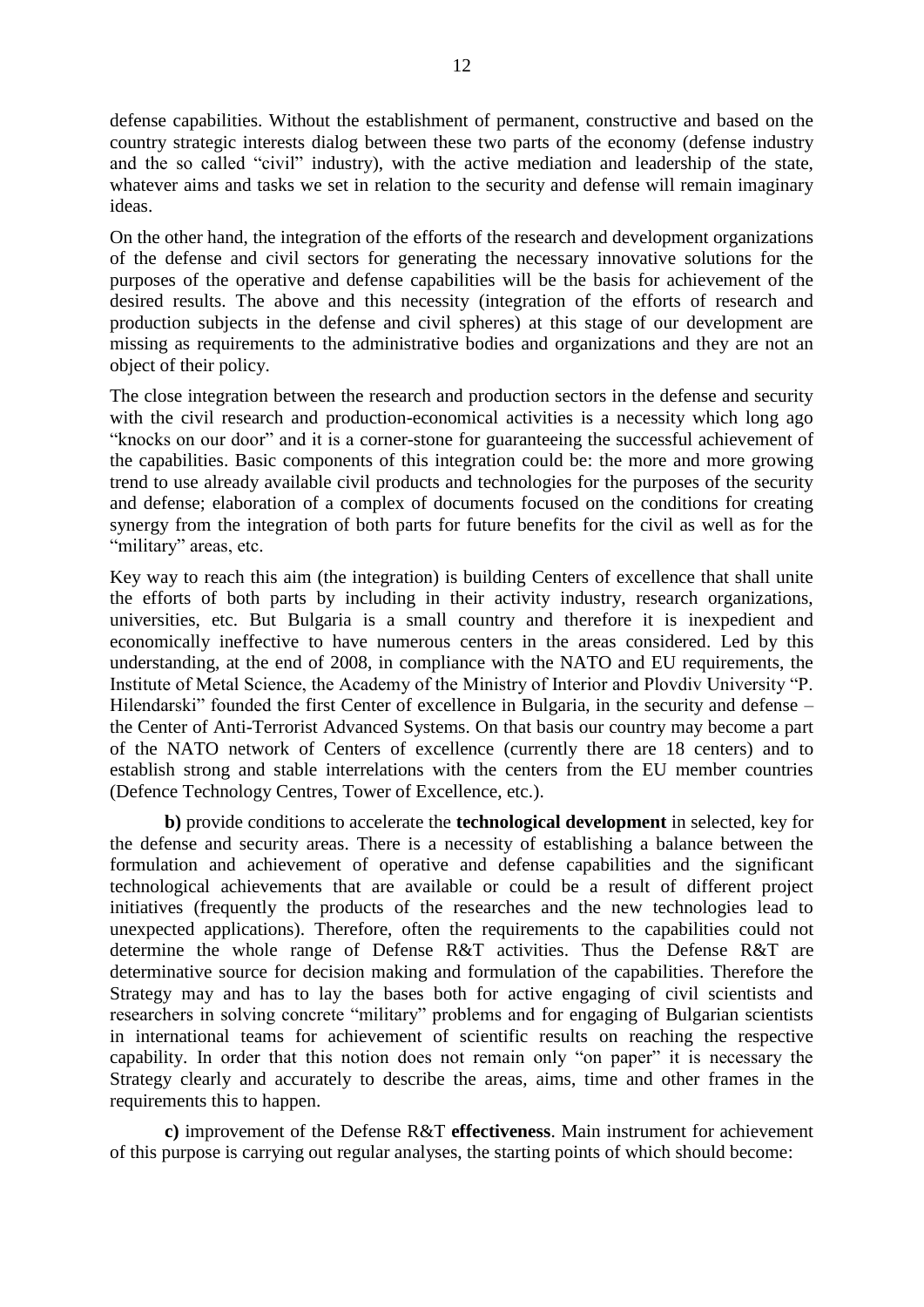defense capabilities. Without the establishment of permanent, constructive and based on the country strategic interests dialog between these two parts of the economy (defense industry and the so called "civil" industry), with the active mediation and leadership of the state, whatever aims and tasks we set in relation to the security and defense will remain imaginary ideas.

On the other hand, the integration of the efforts of the research and development organizations of the defense and civil sectors for generating the necessary innovative solutions for the purposes of the operative and defense capabilities will be the basis for achievement of the desired results. The above and this necessity (integration of the efforts of research and production subjects in the defense and civil spheres) at this stage of our development are missing as requirements to the administrative bodies and organizations and they are not an object of their policy.

The close integration between the research and production sectors in the defense and security with the civil research and production-economical activities is a necessity which long ago "knocks on our door" and it is a corner-stone for guaranteeing the successful achievement of the capabilities. Basic components of this integration could be: the more and more growing trend to use already available civil products and technologies for the purposes of the security and defense; elaboration of a complex of documents focused on the conditions for creating synergy from the integration of both parts for future benefits for the civil as well as for the "military" areas, etc.

Key way to reach this aim (the integration) is building Centers of excellence that shall unite the efforts of both parts by including in their activity industry, research organizations, universities, etc. But Bulgaria is a small country and therefore it is inexpedient and economically ineffective to have numerous centers in the areas considered. Led by this understanding, at the end of 2008, in compliance with the NATO and EU requirements, the Institute of Metal Science, the Academy of the Ministry of Interior and Plovdiv University "P. Hilendarski" founded the first Center of excellence in Bulgaria, in the security and defense – the Center of Anti-Terrorist Advanced Systems. On that basis our country may become a part of the NATO network of Centers of excellence (currently there are 18 centers) and to establish strong and stable interrelations with the centers from the EU member countries (Defence Technology Centres, Tower of Excellence, etc.).

**b)** provide conditions to accelerate the **technological development** in selected, key for the defense and security areas. There is a necessity of establishing a balance between the formulation and achievement of operative and defense capabilities and the significant technological achievements that are available or could be a result of different project initiatives (frequently the products of the researches and the new technologies lead to unexpected applications). Therefore, often the requirements to the capabilities could not determine the whole range of Defense R&T activities. Thus the Defense R&T are determinative source for decision making and formulation of the capabilities. Therefore the Strategy may and has to lay the bases both for active engaging of civil scientists and researchers in solving concrete "military" problems and for engaging of Bulgarian scientists in international teams for achievement of scientific results on reaching the respective capability. In order that this notion does not remain only "on paper" it is necessary the Strategy clearly and accurately to describe the areas, aims, time and other frames in the requirements this to happen.

**c)** improvement of the Defense R&T **effectiveness**. Main instrument for achievement of this purpose is carrying out regular analyses, the starting points of which should become: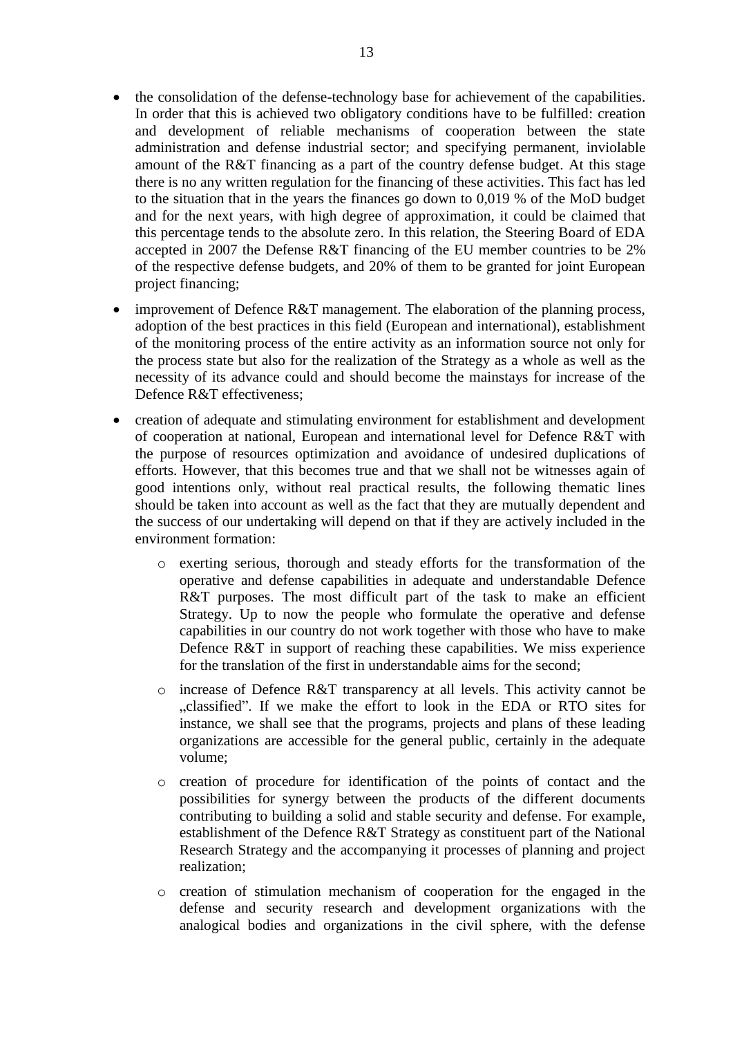- the consolidation of the defense-technology base for achievement of the capabilities. In order that this is achieved two obligatory conditions have to be fulfilled: creation and development of reliable mechanisms of cooperation between the state administration and defense industrial sector; and specifying permanent, inviolable amount of the R&T financing as a part of the country defense budget. At this stage there is no any written regulation for the financing of these activities. This fact has led to the situation that in the years the finances go down to 0,019 % of the MoD budget and for the next years, with high degree of approximation, it could be claimed that this percentage tends to the absolute zero. In this relation, the Steering Board of EDA accepted in 2007 the Defense R&T financing of the EU member countries to be 2% of the respective defense budgets, and 20% of them to be granted for joint European project financing;
- improvement of Defence R&T management. The elaboration of the planning process, adoption of the best practices in this field (European and international), establishment of the monitoring process of the entire activity as an information source not only for the process state but also for the realization of the Strategy as a whole as well as the necessity of its advance could and should become the mainstays for increase of the Defence R&T effectiveness;
- creation of adequate and stimulating environment for establishment and development of cooperation at national, European and international level for Defence R&T with the purpose of resources optimization and avoidance of undesired duplications of efforts. However, that this becomes true and that we shall not be witnesses again of good intentions only, without real practical results, the following thematic lines should be taken into account as well as the fact that they are mutually dependent and the success of our undertaking will depend on that if they are actively included in the environment formation:
    - exerting serious, thorough and steady efforts for the transformation of the operative and defense capabilities in adequate and understandable Defence R&T purposes. The most difficult part of the task to make an efficient Strategy. Up to now the people who formulate the operative and defense capabilities in our country do not work together with those who have to make Defence R&T in support of reaching these capabilities. We miss experience for the translation of the first in understandable aims for the second;
    - increase of Defence R&T transparency at all levels. This activity cannot be „classified". If we make the effort to look in the EDA or RTO sites for instance, we shall see that the programs, projects and plans of these leading organizations are accessible for the general public, certainly in the adequate volume;
    - creation of procedure for identification of the points of contact and the possibilities for synergy between the products of the different documents contributing to building a solid and stable security and defense. For example, establishment of the Defence R&T Strategy as constituent part of the National Research Strategy and the accompanying it processes of planning and project realization;
    - creation of stimulation mechanism of cooperation for the engaged in the defense and security research and development organizations with the analogical bodies and organizations in the civil sphere, with the defense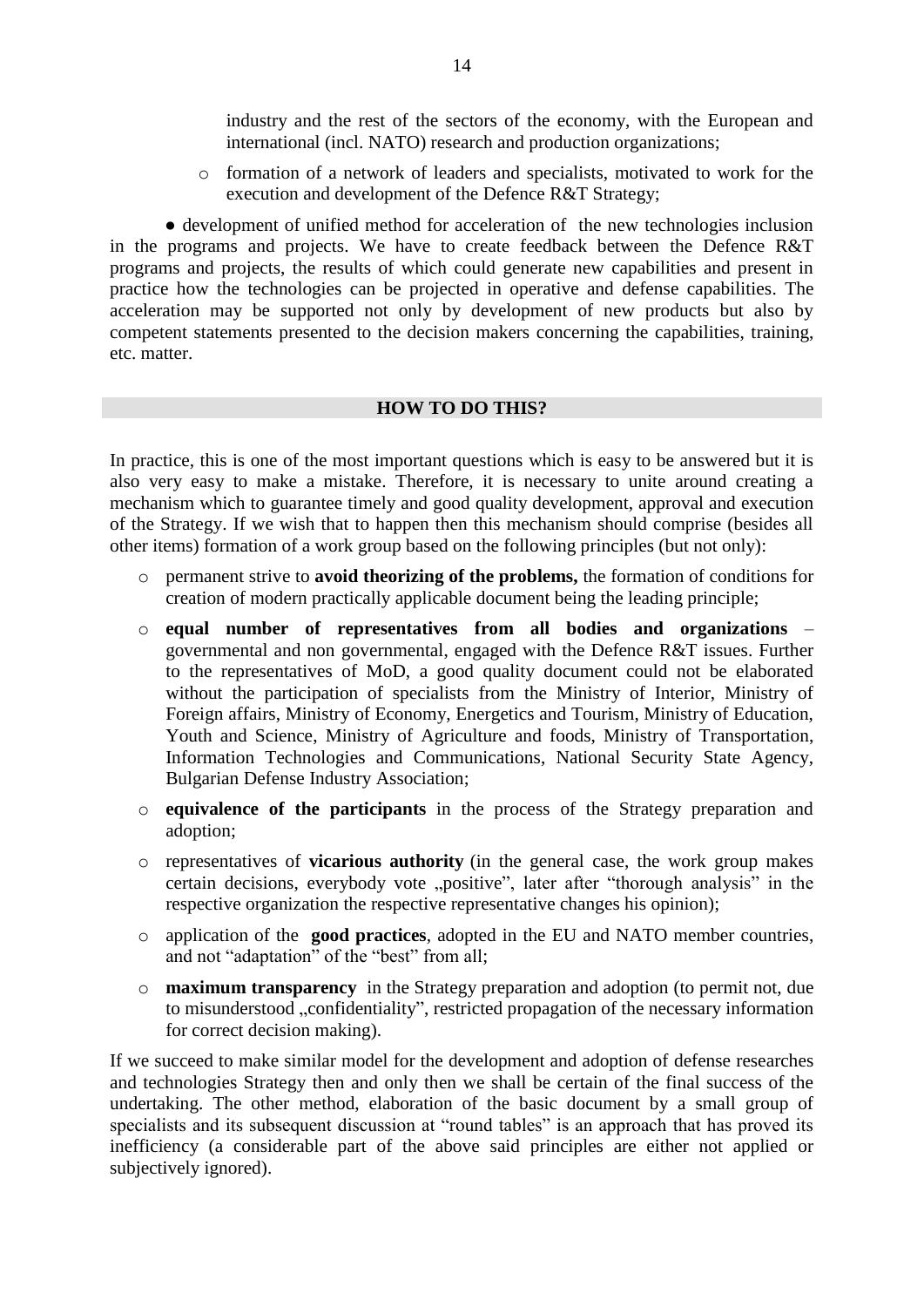industry and the rest of the sectors of the economy, with the European and international (incl. NATO) research and production organizations;

- formation of a network of leaders and specialists, motivated to work for the execution and development of the Defence R&T Strategy;

● development of unified method for acceleration of the new technologies inclusion in the programs and projects. We have to create feedback between the Defence R&T programs and projects, the results of which could generate new capabilities and present in practice how the technologies can be projected in operative and defense capabilities. The acceleration may be supported not only by development of new products but also by competent statements presented to the decision makers concerning the capabilities, training, etc. matter.

## HOW TO DO THIS?

In practice, this is one of the most important questions which is easy to be answered but it is also very easy to make a mistake. Therefore, it is necessary to unite around creating a mechanism which to guarantee timely and good quality development, approval and execution of the Strategy. If we wish that to happen then this mechanism should comprise (besides all other items) formation of a work group based on the following principles (but not only):

- permanent strive to **avoid theorizing of the problems,** the formation of conditions for creation of modern practically applicable document being the leading principle;
- **equal number of representatives from all bodies and organizations** – governmental and non governmental, engaged with the Defence R&T issues. Further to the representatives of MoD, a good quality document could not be elaborated without the participation of specialists from the Ministry of Interior, Ministry of Foreign affairs, Ministry of Economy, Energetics and Tourism, Ministry of Education, Youth and Science, Ministry of Agriculture and foods, Ministry of Transportation, Information Technologies and Communications, National Security State Agency, Bulgarian Defense Industry Association;
- **equivalence of the participants** in the process of the Strategy preparation and adoption;
- representatives of **vicarious authority** (in the general case, the work group makes certain decisions, everybody vote „positive", later after "thorough analysis" in the respective organization the respective representative changes his opinion);
- application of the **good practices**, adopted in the EU and NATO member countries, and not "adaptation" of the "best" from all;
- **maximum transparency** in the Strategy preparation and adoption (to permit not, due to misunderstood „confidentiality", restricted propagation of the necessary information for correct decision making).

If we succeed to make similar model for the development and adoption of defense researches and technologies Strategy then and only then we shall be certain of the final success of the undertaking. The other method, elaboration of the basic document by a small group of specialists and its subsequent discussion at "round tables" is an approach that has proved its inefficiency (a considerable part of the above said principles are either not applied or subjectively ignored).